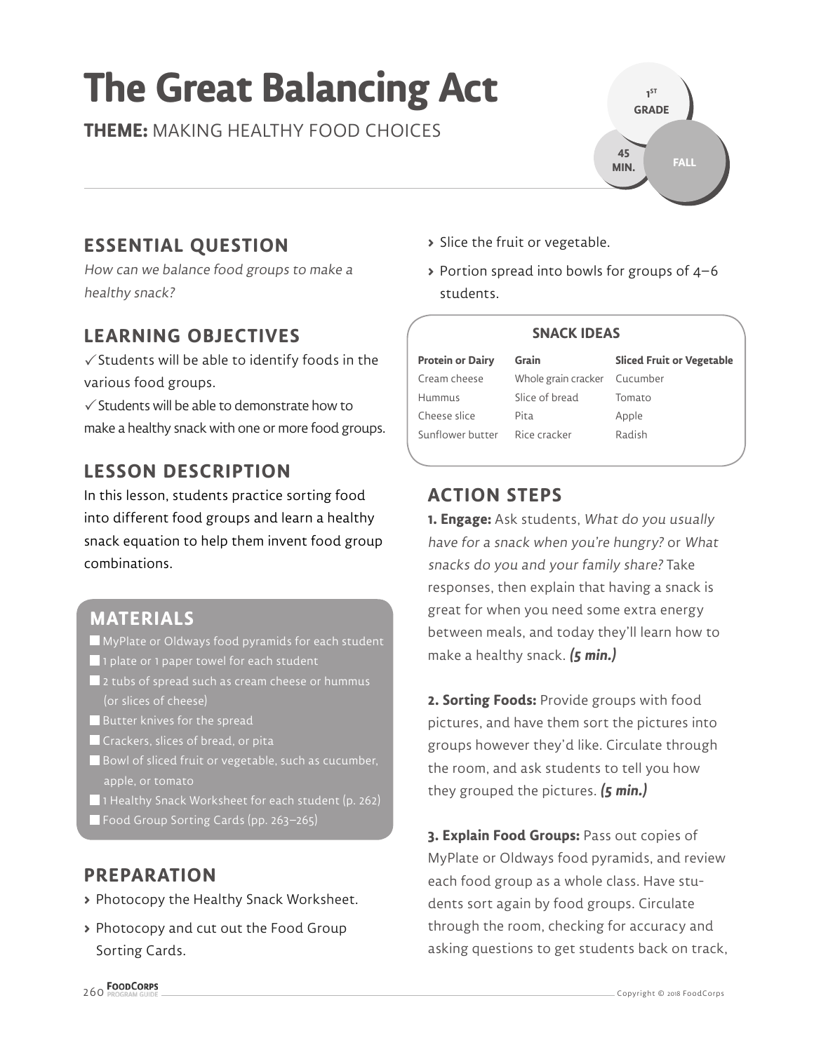# The Great Balancing Act

**THEME:** MAKING HEALTHY FOOD CHOICES

1ST GRADE

45 MIN.

FALL

## ESSENTIAL QUESTION

*How can we balance food groups to make a healthy snack?*

## LEARNING OBJECTIVES

✓ Students will be able to identify foods in the various food groups.

✓ Students will be able to demonstrate how to make a healthy snack with one or more food groups.

## LESSON DESCRIPTION

In this lesson, students practice sorting food into different food groups and learn a healthy snack equation to help them invent food group combinations.

## MATERIALS

- MyPlate or Oldways food pyramids for each student
- 1 plate or 1 paper towel for each student
- 2 tubs of spread such as cream cheese or hummus (or slices of cheese)
- Butter knives for the spread
- Crackers, slices of bread, or pita
- Bowl of sliced fruit or vegetable, such as cucumber, apple, or tomato
- 1 Healthy Snack Worksheet for each student (p. 262)
- Food Group Sorting Cards (pp. 263–265)

## PREPARATION

- Photocopy the Healthy Snack Worksheet.
- Photocopy and cut out the Food Group Sorting Cards.
- Slice the fruit or vegetable.
- Portion spread into bowls for groups of 4–6 students.

**SNACK IDEAS**

| Protein or Dairy | Grain | Sliced Fruit or Vegetable |
|---|---|---|
| Cream cheese | Whole grain cracker | Cucumber |
| Hummus | Slice of bread | Tomato |
| Cheese slice | Pita | Apple |
| Sunflower butter | Rice cracker | Radish |

## ACTION STEPS

**1. Engage:** Ask students, *What do you usually have for a snack when you're hungry?* or *What snacks do you and your family share?* Take responses, then explain that having a snack is great for when you need some extra energy between meals, and today they'll learn how to make a healthy snack. ***(5 min.)***

**2. Sorting Foods:** Provide groups with food pictures, and have them sort the pictures into groups however they'd like. Circulate through the room, and ask students to tell you how they grouped the pictures. ***(5 min.)***

**3. Explain Food Groups:** Pass out copies of MyPlate or Oldways food pyramids, and review each food group as a whole class. Have students sort again by food groups. Circulate through the room, checking for accuracy and asking questions to get students back on track,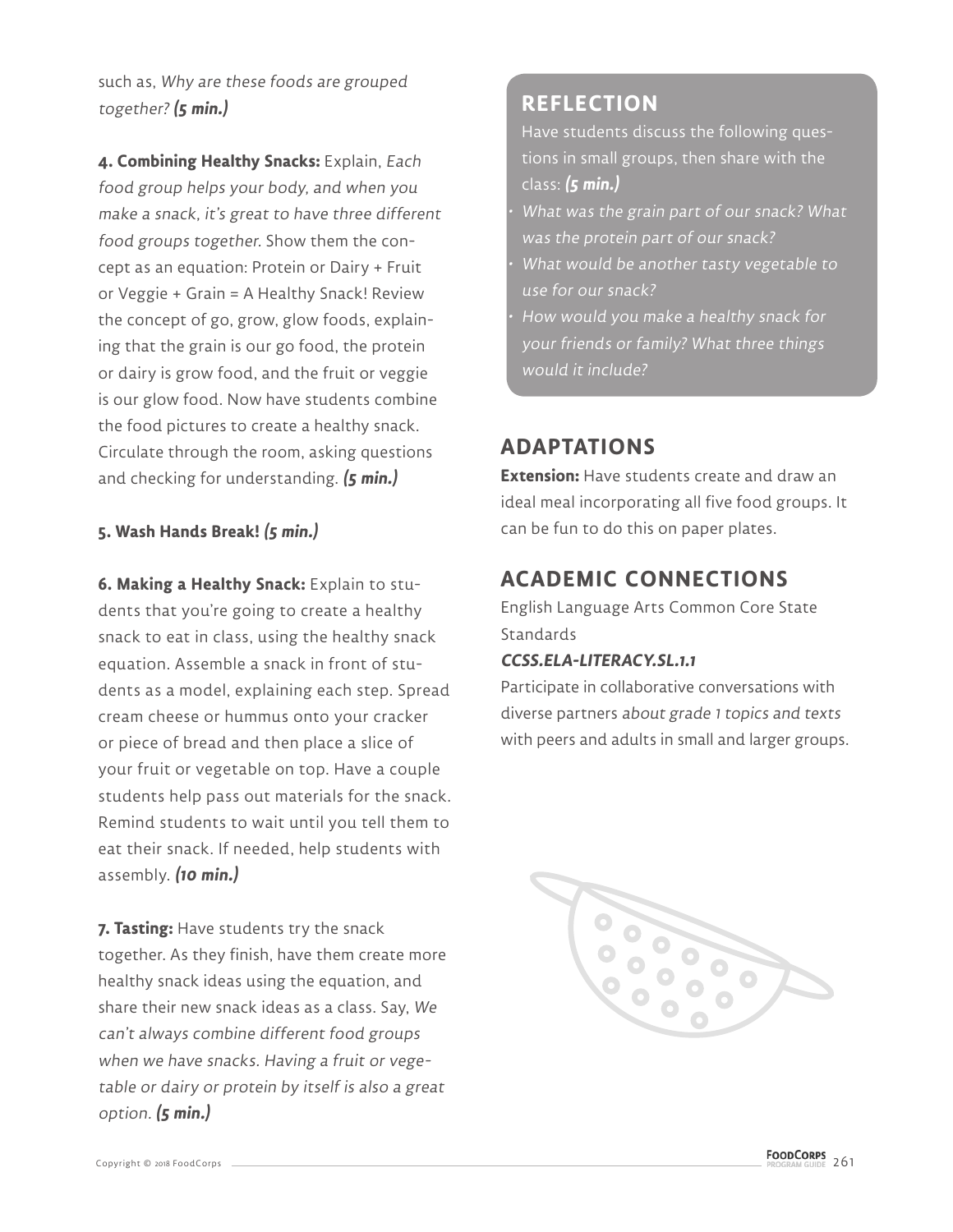such as, *Why are these foods are grouped together?* ***(5 min.)***

**4. Combining Healthy Snacks:** Explain, *Each food group helps your body, and when you make a snack, it's great to have three different food groups together.* Show them the concept as an equation: Protein or Dairy + Fruit or Veggie + Grain = A Healthy Snack! Review the concept of go, grow, glow foods, explaining that the grain is our go food, the protein or dairy is grow food, and the fruit or veggie is our glow food. Now have students combine the food pictures to create a healthy snack. Circulate through the room, asking questions and checking for understanding. ***(5 min.)***

**5. Wash Hands Break!** ***(5 min.)***

**6. Making a Healthy Snack:** Explain to students that you're going to create a healthy snack to eat in class, using the healthy snack equation. Assemble a snack in front of students as a model, explaining each step. Spread cream cheese or hummus onto your cracker or piece of bread and then place a slice of your fruit or vegetable on top. Have a couple students help pass out materials for the snack. Remind students to wait until you tell them to eat their snack. If needed, help students with assembly. ***(10 min.)***

**7. Tasting:** Have students try the snack together. As they finish, have them create more healthy snack ideas using the equation, and share their new snack ideas as a class. Say, *We can't always combine different food groups when we have snacks. Having a fruit or vegetable or dairy or protein by itself is also a great option.* ***(5 min.)***

## REFLECTION

Have students discuss the following questions in small groups, then share with the class: ***(5 min.)***

- *What was the grain part of our snack? What was the protein part of our snack?*
- *What would be another tasty vegetable to use for our snack?*
- *How would you make a healthy snack for your friends or family? What three things would it include?*

## ADAPTATIONS

**Extension:** Have students create and draw an ideal meal incorporating all five food groups. It can be fun to do this on paper plates.

## ACADEMIC CONNECTIONS

English Language Arts Common Core State Standards

***CCSS.ELA-LITERACY.SL.1.1***

Participate in collaborative conversations with diverse partners *about grade 1 topics and texts* with peers and adults in small and larger groups.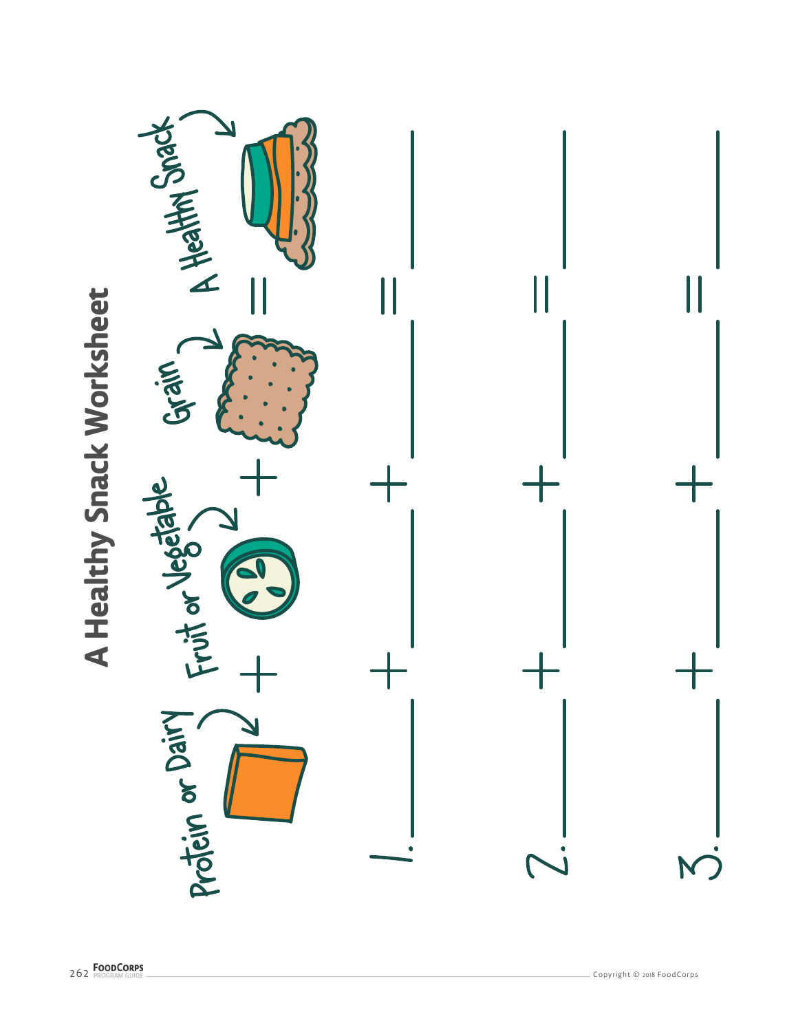# A Healthy Snack Worksheet

Protein or Dairy + Fruit or Vegetable + Grain = A Healthy Snack

1. ____________ + ____________ + ____________ = ____________

2. ____________ + ____________ + ____________ = ____________

3. ____________ + ____________ + ____________ = ____________

Copyright © 2018 FoodCorps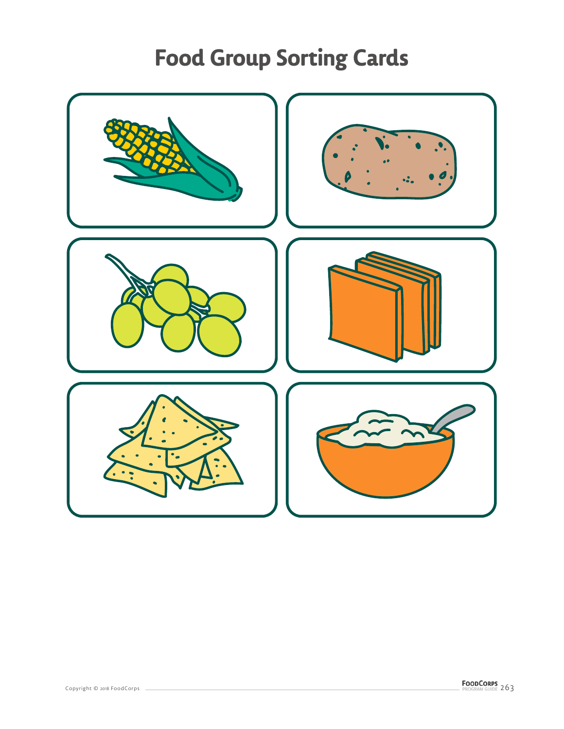# Food Group Sorting Cards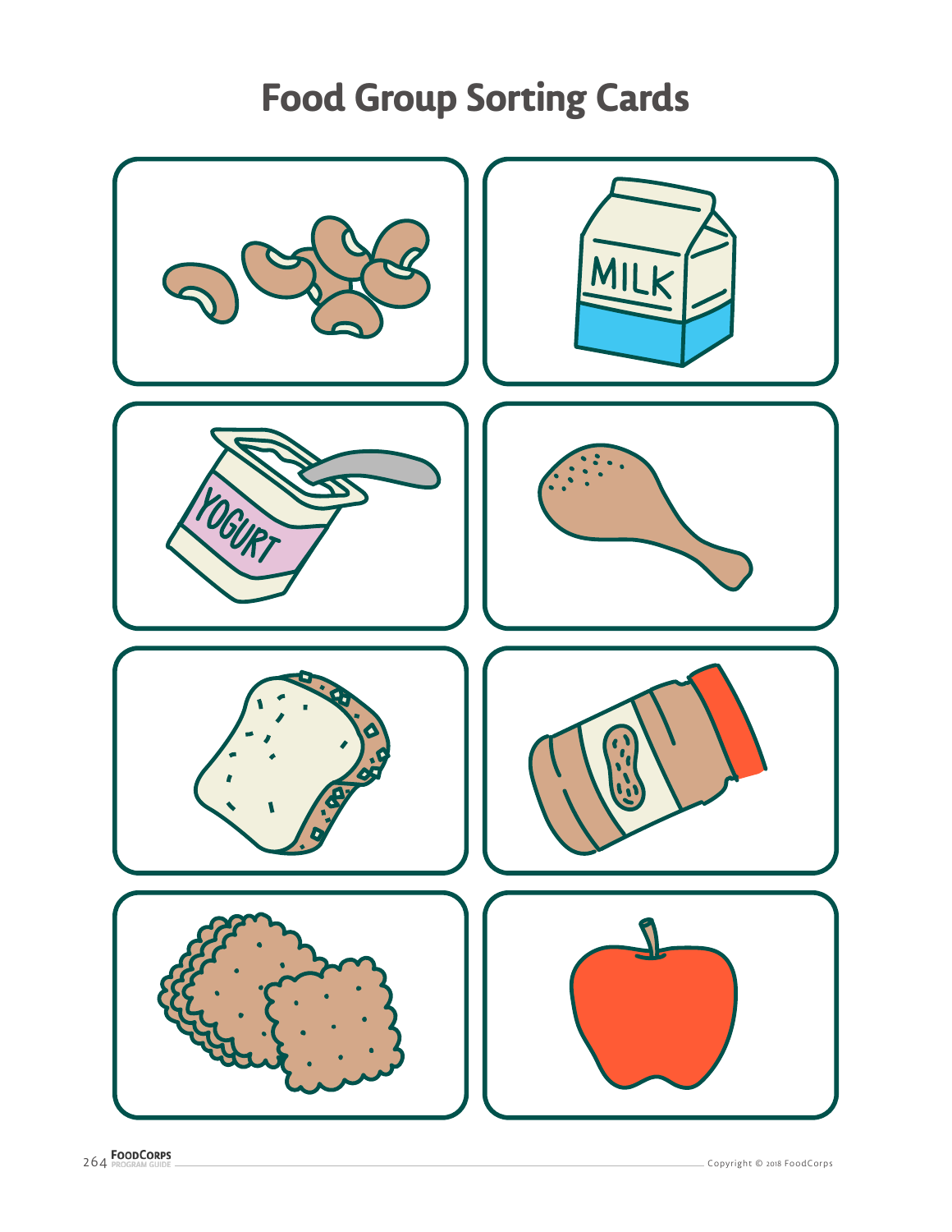# Food Group Sorting Cards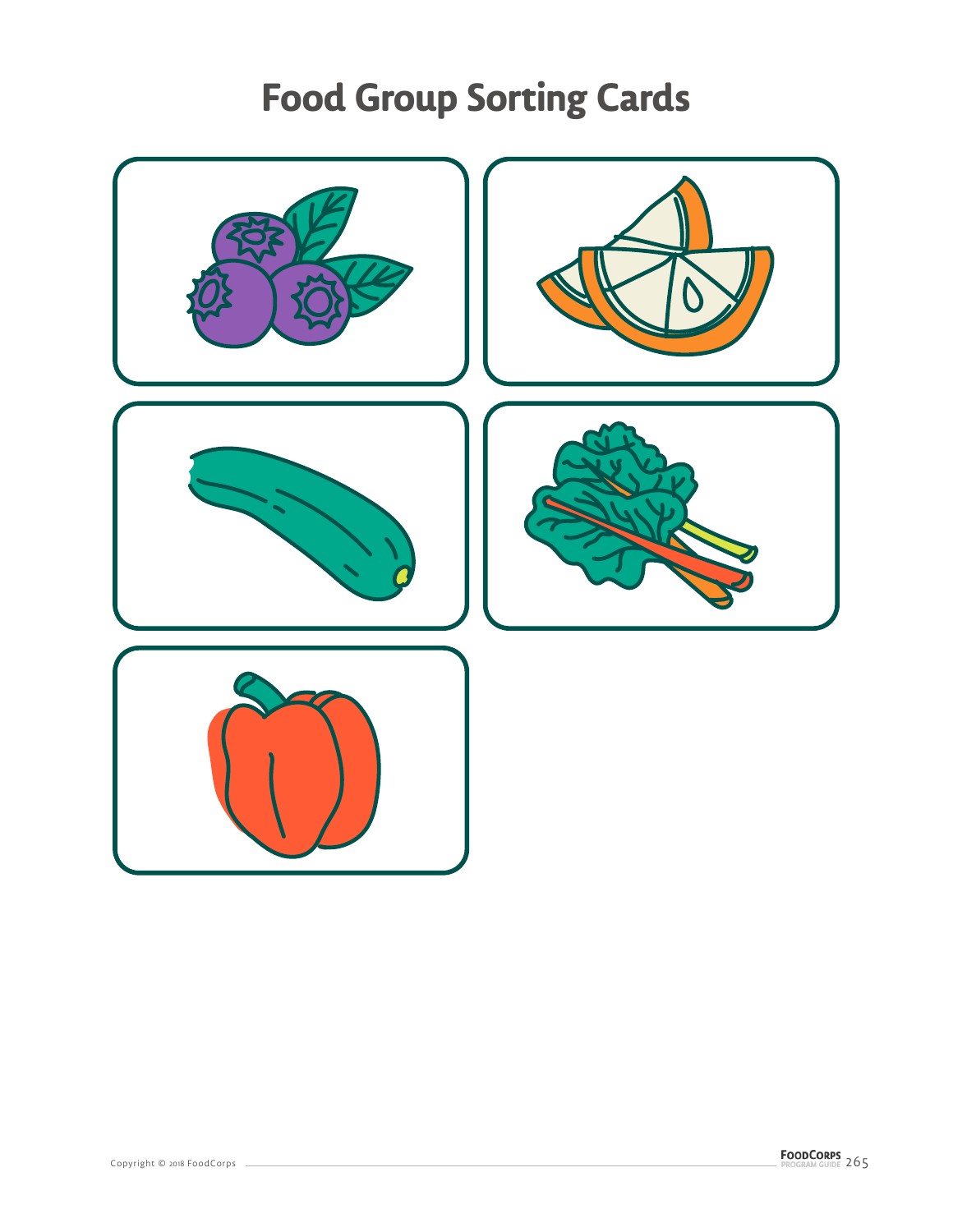# Food Group Sorting Cards